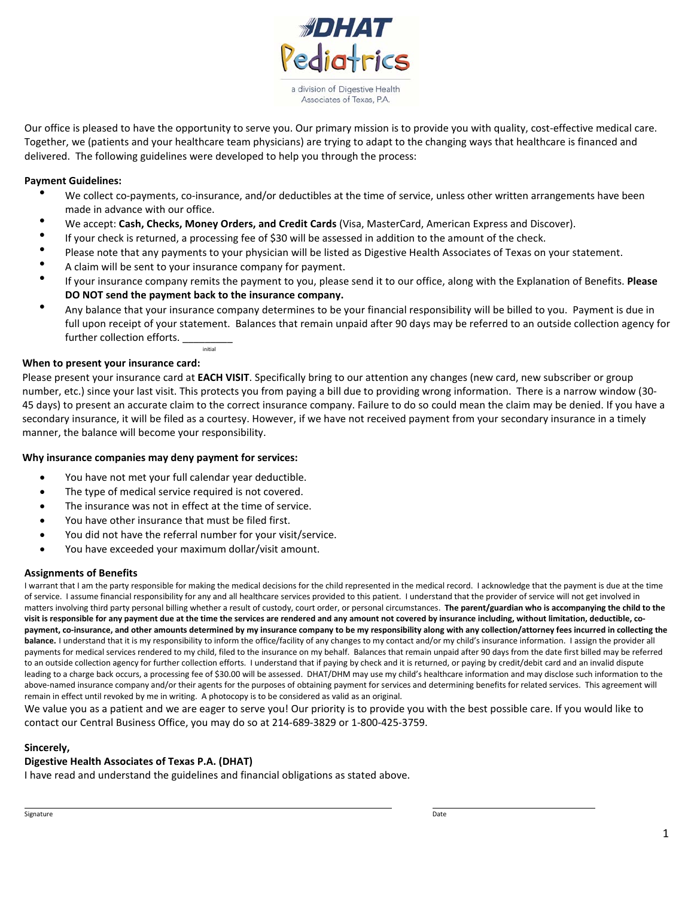DHAT Pediatrics

a division of Digestive Health Associates of Texas, P.A.

Our office is pleased to have the opportunity to serve you. Our primary mission is to provide you with quality, cost-effective medical care. Together, we (patients and your healthcare team physicians) are trying to adapt to the changing ways that healthcare is financed and delivered. The following guidelines were developed to help you through the process:

**Payment Guidelines:**

- We collect co-payments, co-insurance, and/or deductibles at the time of service, unless other written arrangements have been made in advance with our office.
- We accept: **Cash, Checks, Money Orders, and Credit Cards** (Visa, MasterCard, American Express and Discover).
- If your check is returned, a processing fee of $30 will be assessed in addition to the amount of the check.
- Please note that any payments to your physician will be listed as Digestive Health Associates of Texas on your statement.
- A claim will be sent to your insurance company for payment.
- If your insurance company remits the payment to you, please send it to our office, along with the Explanation of Benefits. **Please DO NOT send the payment back to the insurance company.**
- Any balance that your insurance company determines to be your financial responsibility will be billed to you. Payment is due in full upon receipt of your statement. Balances that remain unpaid after 90 days may be referred to an outside collection agency for further collection efforts. _________ initial

**When to present your insurance card:**

Please present your insurance card at **EACH VISIT**. Specifically bring to our attention any changes (new card, new subscriber or group number, etc.) since your last visit. This protects you from paying a bill due to providing wrong information. There is a narrow window (30-45 days) to present an accurate claim to the correct insurance company. Failure to do so could mean the claim may be denied. If you have a secondary insurance, it will be filed as a courtesy. However, if we have not received payment from your secondary insurance in a timely manner, the balance will become your responsibility.

**Why insurance companies may deny payment for services:**

- You have not met your full calendar year deductible.
- The type of medical service required is not covered.
- The insurance was not in effect at the time of service.
- You have other insurance that must be filed first.
- You did not have the referral number for your visit/service.
- You have exceeded your maximum dollar/visit amount.

**Assignments of Benefits**

I warrant that I am the party responsible for making the medical decisions for the child represented in the medical record. I acknowledge that the payment is due at the time of service. I assume financial responsibility for any and all healthcare services provided to this patient. I understand that the provider of service will not get involved in matters involving third party personal billing whether a result of custody, court order, or personal circumstances. **The parent/guardian who is accompanying the child to the visit is responsible for any payment due at the time the services are rendered and any amount not covered by insurance including, without limitation, deductible, co-payment, co-insurance, and other amounts determined by my insurance company to be my responsibility along with any collection/attorney fees incurred in collecting the balance.** I understand that it is my responsibility to inform the office/facility of any changes to my contact and/or my child's insurance information. I assign the provider all payments for medical services rendered to my child, filed to the insurance on my behalf. Balances that remain unpaid after 90 days from the date first billed may be referred to an outside collection agency for further collection efforts. I understand that if paying by check and it is returned, or paying by credit/debit card and an invalid dispute leading to a charge back occurs, a processing fee of $30.00 will be assessed. DHAT/DHM may use my child's healthcare information and may disclose such information to the above-named insurance company and/or their agents for the purposes of obtaining payment for services and determining benefits for related services. This agreement will remain in effect until revoked by me in writing. A photocopy is to be considered as valid as an original.

We value you as a patient and we are eager to serve you! Our priority is to provide you with the best possible care. If you would like to contact our Central Business Office, you may do so at 214-689-3829 or 1-800-425-3759.

**Sincerely,**
**Digestive Health Associates of Texas P.A. (DHAT)**

I have read and understand the guidelines and financial obligations as stated above.

______________________________ Signature

______________________________ Date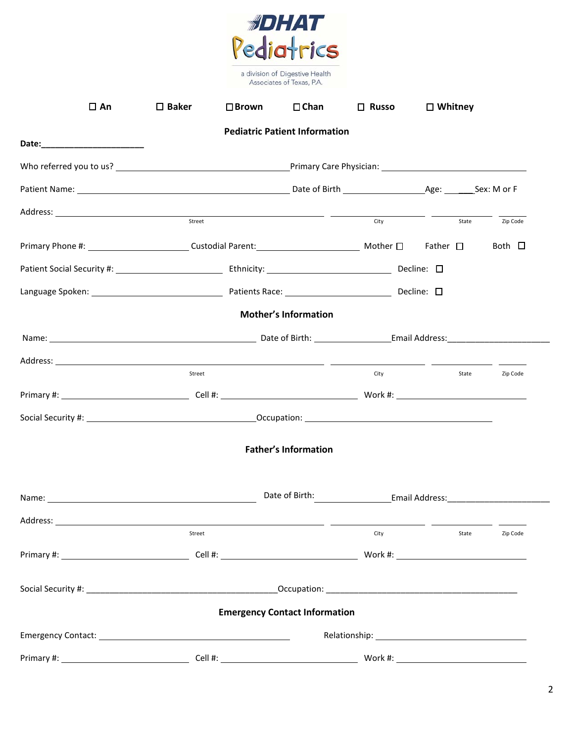DHAT Pediatrics

a division of Digestive Health Associates of Texas, P.A.

☐ **An** ☐ **Baker** ☐ **Brown** ☐ **Chan** ☐ **Russo** ☐ **Whitney**

## Pediatric Patient Information

**Date:**______________________

Who referred you to us? ______________________________ Primary Care Physician: ______________________________

Patient Name: ______________________________ Date of Birth ________________ Age: _______ Sex: M or F

Address: ______________________________ ________________ ________________ ________________
Street City State Zip Code

Primary Phone #: ____________________ Custodial Parent: ____________________ Mother ☐ Father ☐ Both ☐

Patient Social Security #: ____________________ Ethnicity: ____________________ Decline: ☐

Language Spoken: ____________________ Patients Race: ____________________ Decline: ☐

## Mother's Information

Name: ______________________________ Date of Birth: ________________ Email Address: ______________________

Address: ______________________________ ________________ ________________ ________________
Street City State Zip Code

Primary #: ____________________ Cell #: ____________________ Work #: ____________________

Social Security #: ______________________________ Occupation: ______________________________

## Father's Information

Name: ______________________________ Date of Birth: ________________ Email Address: ______________________

Address: ______________________________ ________________ ________________ ________________
Street City State Zip Code

Primary #: ____________________ Cell #: ____________________ Work #: ____________________

Social Security #: ______________________________ Occupation: ______________________________

## Emergency Contact Information

Emergency Contact: ______________________________ Relationship: ______________________________

Primary #: ____________________ Cell #: ____________________ Work #: ____________________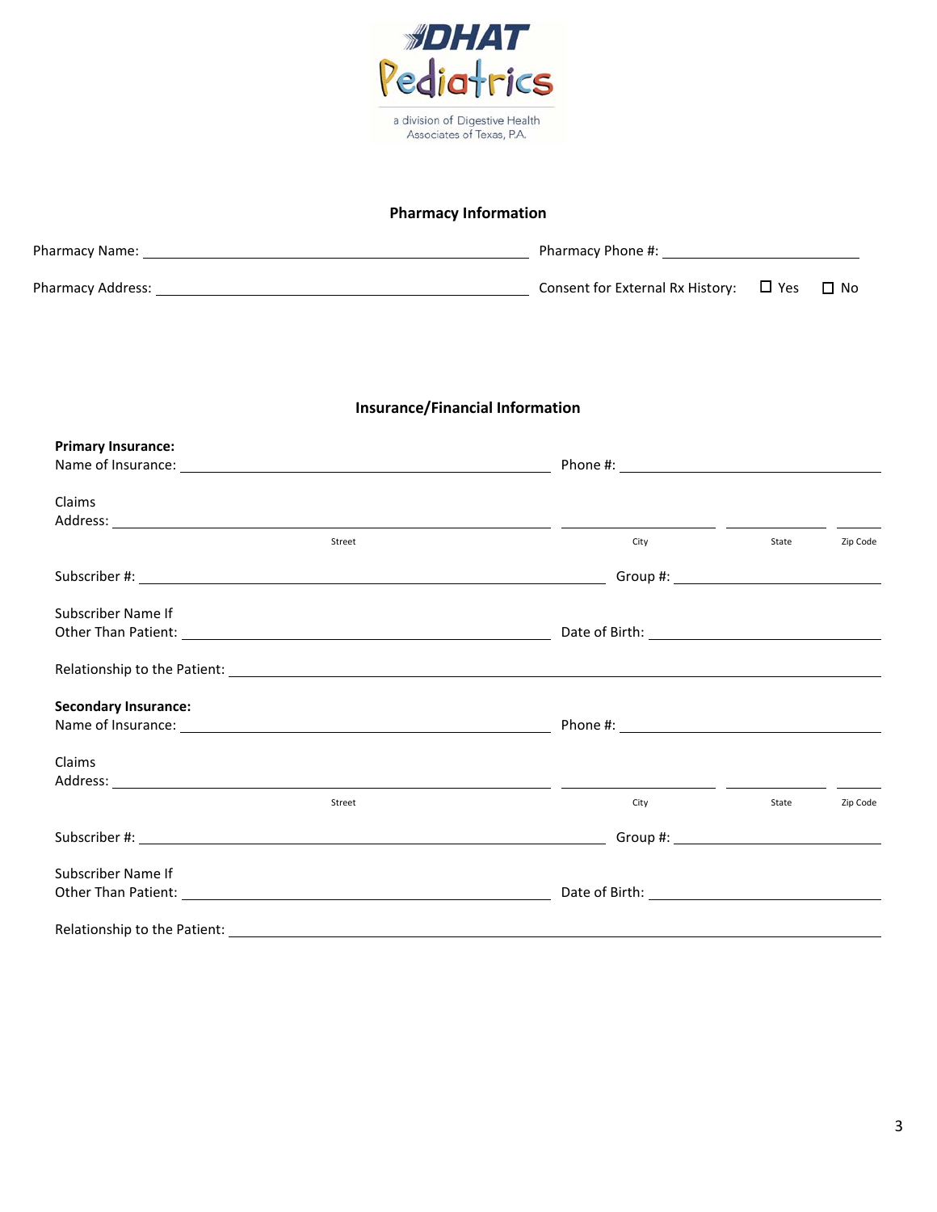DHAT Pediatrics

a division of Digestive Health Associates of Texas, P.A.

## Pharmacy Information

Pharmacy Name: ______________________________ Pharmacy Phone #: ____________________

Pharmacy Address: ______________________________ Consent for External Rx History: ☐ Yes ☐ No

## Insurance/Financial Information

**Primary Insurance:**

Name of Insurance: ______________________________ Phone #: ____________________

Claims Address: ______________________________ ____________ ________ ________
Street City State Zip Code

Subscriber #: ______________________________ Group #: ____________________

Subscriber Name If Other Than Patient: ______________________________ Date of Birth: ____________________

Relationship to the Patient: ______________________________

**Secondary Insurance:**

Name of Insurance: ______________________________ Phone #: ____________________

Claims Address: ______________________________ ____________ ________ ________
Street City State Zip Code

Subscriber #: ______________________________ Group #: ____________________

Subscriber Name If Other Than Patient: ______________________________ Date of Birth: ____________________

Relationship to the Patient: ______________________________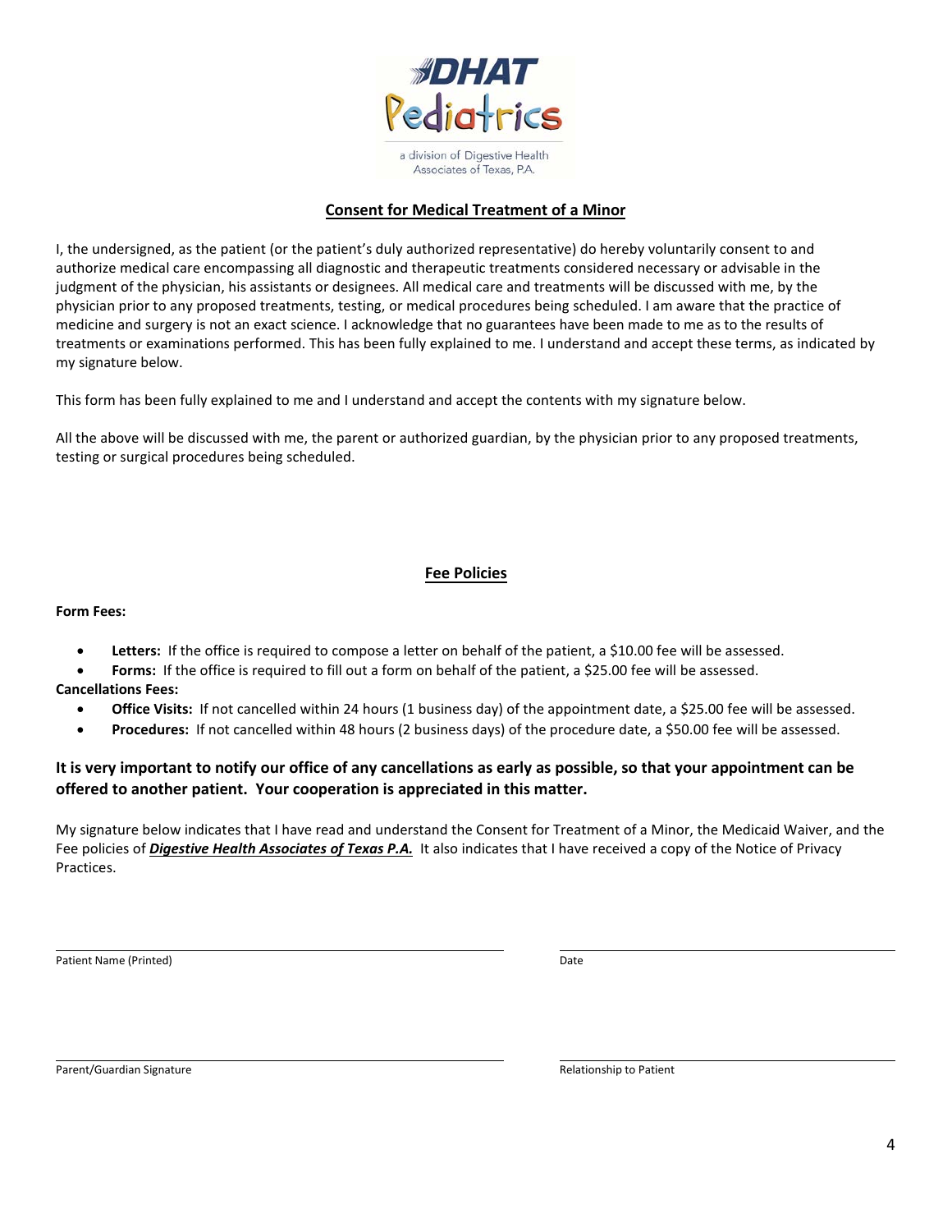DHAT Pediatrics

a division of Digestive Health Associates of Texas, P.A.

## Consent for Medical Treatment of a Minor

I, the undersigned, as the patient (or the patient's duly authorized representative) do hereby voluntarily consent to and authorize medical care encompassing all diagnostic and therapeutic treatments considered necessary or advisable in the judgment of the physician, his assistants or designees. All medical care and treatments will be discussed with me, by the physician prior to any proposed treatments, testing, or medical procedures being scheduled. I am aware that the practice of medicine and surgery is not an exact science. I acknowledge that no guarantees have been made to me as to the results of treatments or examinations performed. This has been fully explained to me. I understand and accept these terms, as indicated by my signature below.

This form has been fully explained to me and I understand and accept the contents with my signature below.

All the above will be discussed with me, the parent or authorized guardian, by the physician prior to any proposed treatments, testing or surgical procedures being scheduled.

## Fee Policies

**Form Fees:**

- **Letters:** If the office is required to compose a letter on behalf of the patient, a $10.00 fee will be assessed.
- **Forms:** If the office is required to fill out a form on behalf of the patient, a $25.00 fee will be assessed.

**Cancellations Fees:**

- **Office Visits:** If not cancelled within 24 hours (1 business day) of the appointment date, a $25.00 fee will be assessed.
- **Procedures:** If not cancelled within 48 hours (2 business days) of the procedure date, a $50.00 fee will be assessed.

**It is very important to notify our office of any cancellations as early as possible, so that your appointment can be offered to another patient. Your cooperation is appreciated in this matter.**

My signature below indicates that I have read and understand the Consent for Treatment of a Minor, the Medicaid Waiver, and the Fee policies of ***Digestive Health Associates of Texas P.A.*** It also indicates that I have received a copy of the Notice of Privacy Practices.

_______________________________ Patient Name (Printed)

_______________________________ Date

_______________________________ Parent/Guardian Signature

_______________________________ Relationship to Patient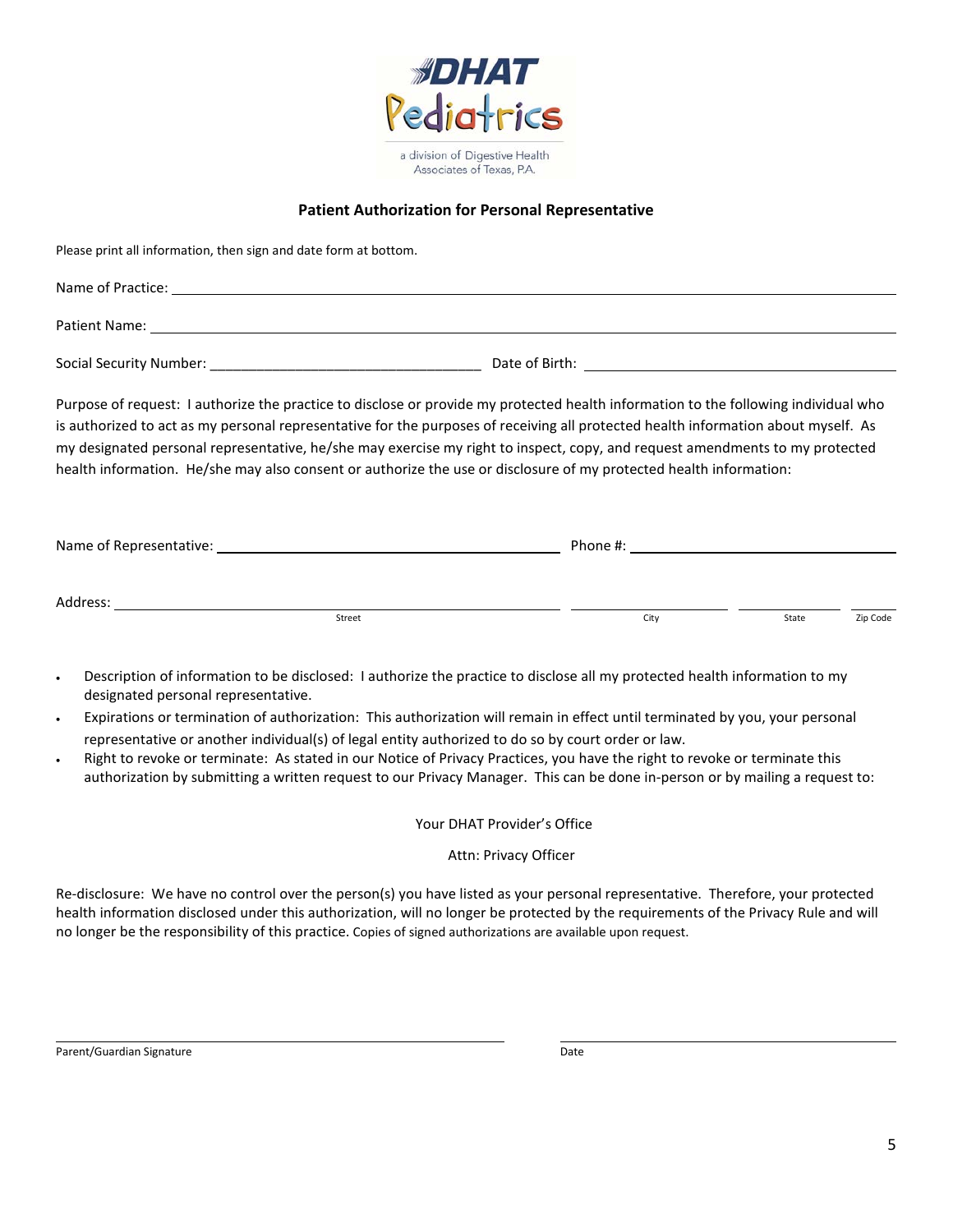DHAT Pediatrics

a division of Digestive Health Associates of Texas, P.A.

## Patient Authorization for Personal Representative

Please print all information, then sign and date form at bottom.

Name of Practice: ______________________________________________

Patient Name: ______________________________________________

Social Security Number: ___________________________________ Date of Birth: ______________________________

Purpose of request: I authorize the practice to disclose or provide my protected health information to the following individual who is authorized to act as my personal representative for the purposes of receiving all protected health information about myself. As my designated personal representative, he/she may exercise my right to inspect, copy, and request amendments to my protected health information. He/she may also consent or authorize the use or disclosure of my protected health information:

Name of Representative: ______________________________ Phone #: ______________________________

Address: ______________________________ ______________ ______________ ______________
Street City State Zip Code

- Description of information to be disclosed: I authorize the practice to disclose all my protected health information to my designated personal representative.
- Expirations or termination of authorization: This authorization will remain in effect until terminated by you, your personal representative or another individual(s) of legal entity authorized to do so by court order or law.
- Right to revoke or terminate: As stated in our Notice of Privacy Practices, you have the right to revoke or terminate this authorization by submitting a written request to our Privacy Manager. This can be done in-person or by mailing a request to:

Your DHAT Provider's Office

Attn: Privacy Officer

Re-disclosure: We have no control over the person(s) you have listed as your personal representative. Therefore, your protected health information disclosed under this authorization, will no longer be protected by the requirements of the Privacy Rule and will no longer be the responsibility of this practice. Copies of signed authorizations are available upon request.

______________________________ ______________________________
Parent/Guardian Signature Date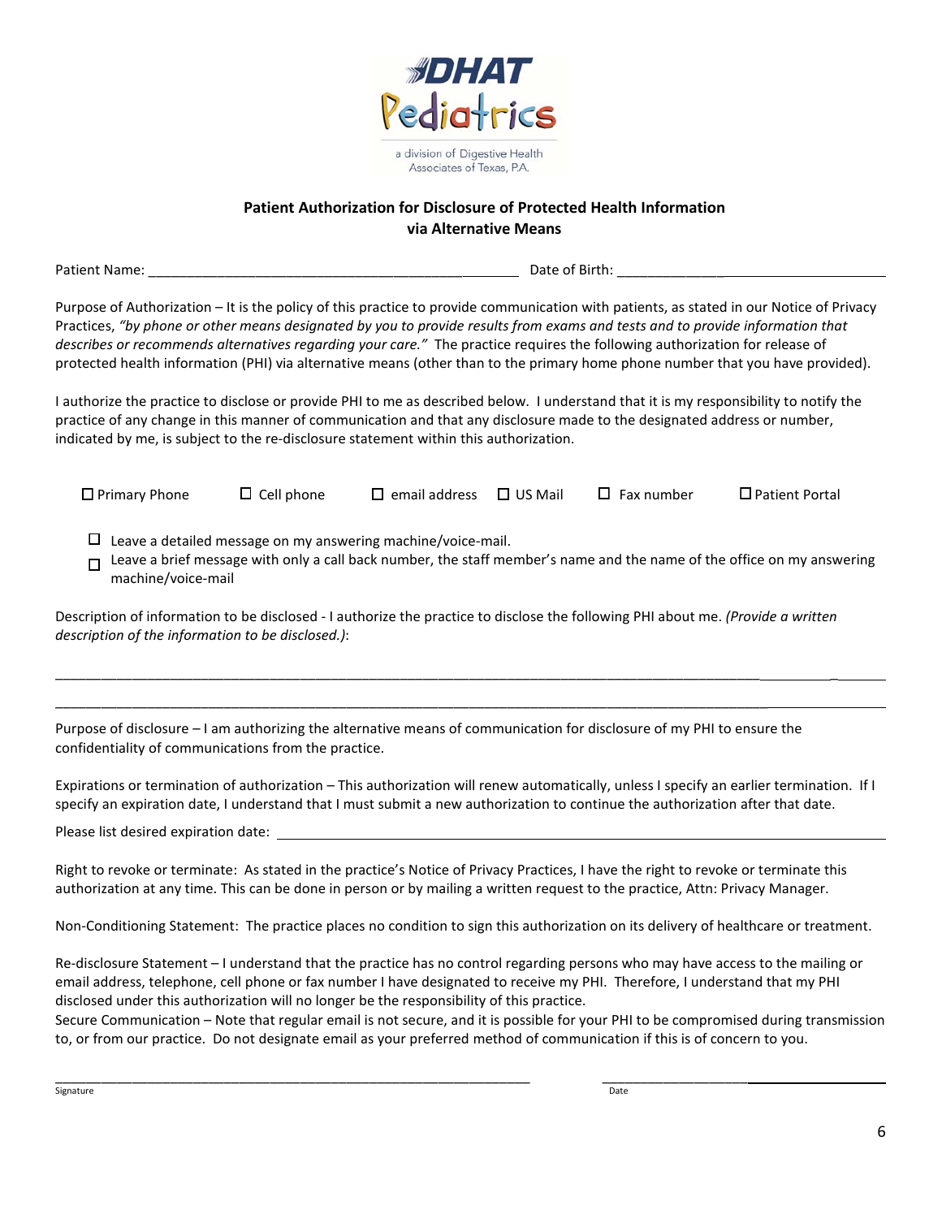DHAT Pediatrics

a division of Digestive Health Associates of Texas, P.A.

**Patient Authorization for Disclosure of Protected Health Information via Alternative Means**

Patient Name: ________________________________________________ Date of Birth: ______________________________________

Purpose of Authorization – It is the policy of this practice to provide communication with patients, as stated in our Notice of Privacy Practices, *"by phone or other means designated by you to provide results from exams and tests and to provide information that describes or recommends alternatives regarding your care."* The practice requires the following authorization for release of protected health information (PHI) via alternative means (other than to the primary home phone number that you have provided).

I authorize the practice to disclose or provide PHI to me as described below. I understand that it is my responsibility to notify the practice of any change in this manner of communication and that any disclosure made to the designated address or number, indicated by me, is subject to the re-disclosure statement within this authorization.

☐ Primary Phone ☐ Cell phone ☐ email address ☐ US Mail ☐ Fax number ☐ Patient Portal

☐ Leave a detailed message on my answering machine/voice-mail.

☐ Leave a brief message with only a call back number, the staff member's name and the name of the office on my answering machine/voice-mail

Description of information to be disclosed - I authorize the practice to disclose the following PHI about me. *(Provide a written description of the information to be disclosed.)*:

______________________________________________________________________________________________________

______________________________________________________________________________________________________

Purpose of disclosure – I am authorizing the alternative means of communication for disclosure of my PHI to ensure the confidentiality of communications from the practice.

Expirations or termination of authorization – This authorization will renew automatically, unless I specify an earlier termination. If I specify an expiration date, I understand that I must submit a new authorization to continue the authorization after that date.

Please list desired expiration date: ______________________________________________________________________

Right to revoke or terminate: As stated in the practice's Notice of Privacy Practices, I have the right to revoke or terminate this authorization at any time. This can be done in person or by mailing a written request to the practice, Attn: Privacy Manager.

Non-Conditioning Statement: The practice places no condition to sign this authorization on its delivery of healthcare or treatment.

Re-disclosure Statement – I understand that the practice has no control regarding persons who may have access to the mailing or email address, telephone, cell phone or fax number I have designated to receive my PHI. Therefore, I understand that my PHI disclosed under this authorization will no longer be the responsibility of this practice.

Secure Communication – Note that regular email is not secure, and it is possible for your PHI to be compromised during transmission to, or from our practice. Do not designate email as your preferred method of communication if this is of concern to you.

_____________________________________________________________ ____________________________________

Signature Date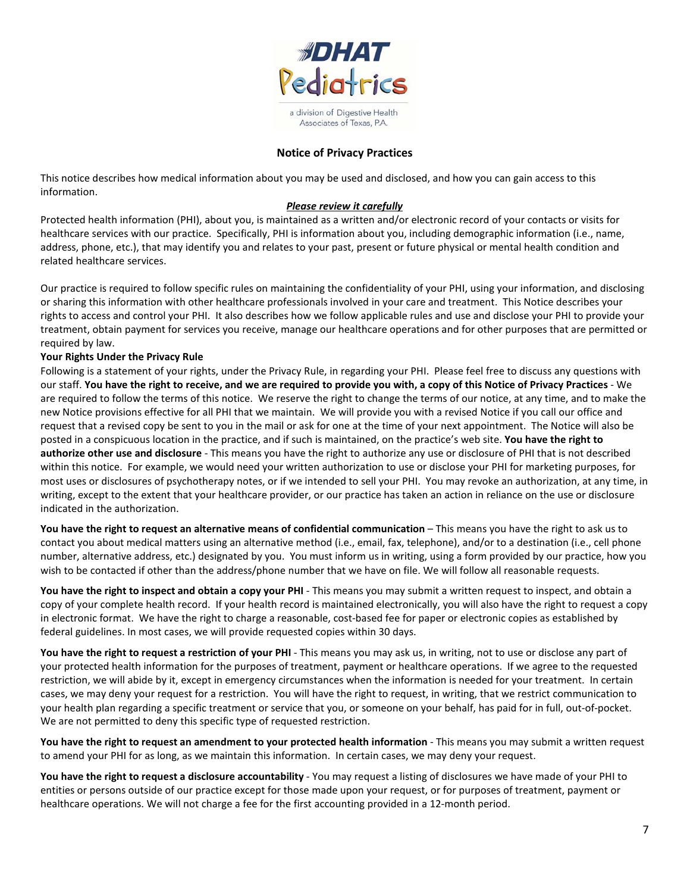DHAT Pediatrics

a division of Digestive Health Associates of Texas, P.A.

## Notice of Privacy Practices

This notice describes how medical information about you may be used and disclosed, and how you can gain access to this information.

***Please review it carefully***

Protected health information (PHI), about you, is maintained as a written and/or electronic record of your contacts or visits for healthcare services with our practice. Specifically, PHI is information about you, including demographic information (i.e., name, address, phone, etc.), that may identify you and relates to your past, present or future physical or mental health condition and related healthcare services.

Our practice is required to follow specific rules on maintaining the confidentiality of your PHI, using your information, and disclosing or sharing this information with other healthcare professionals involved in your care and treatment. This Notice describes your rights to access and control your PHI. It also describes how we follow applicable rules and use and disclose your PHI to provide your treatment, obtain payment for services you receive, manage our healthcare operations and for other purposes that are permitted or required by law.

**Your Rights Under the Privacy Rule**

Following is a statement of your rights, under the Privacy Rule, in regarding your PHI. Please feel free to discuss any questions with our staff. **You have the right to receive, and we are required to provide you with, a copy of this Notice of Privacy Practices** - We are required to follow the terms of this notice. We reserve the right to change the terms of our notice, at any time, and to make the new Notice provisions effective for all PHI that we maintain. We will provide you with a revised Notice if you call our office and request that a revised copy be sent to you in the mail or ask for one at the time of your next appointment. The Notice will also be posted in a conspicuous location in the practice, and if such is maintained, on the practice's web site. **You have the right to authorize other use and disclosure** - This means you have the right to authorize any use or disclosure of PHI that is not described within this notice. For example, we would need your written authorization to use or disclose your PHI for marketing purposes, for most uses or disclosures of psychotherapy notes, or if we intended to sell your PHI. You may revoke an authorization, at any time, in writing, except to the extent that your healthcare provider, or our practice has taken an action in reliance on the use or disclosure indicated in the authorization.

**You have the right to request an alternative means of confidential communication** – This means you have the right to ask us to contact you about medical matters using an alternative method (i.e., email, fax, telephone), and/or to a destination (i.e., cell phone number, alternative address, etc.) designated by you. You must inform us in writing, using a form provided by our practice, how you wish to be contacted if other than the address/phone number that we have on file. We will follow all reasonable requests.

**You have the right to inspect and obtain a copy your PHI** - This means you may submit a written request to inspect, and obtain a copy of your complete health record. If your health record is maintained electronically, you will also have the right to request a copy in electronic format. We have the right to charge a reasonable, cost-based fee for paper or electronic copies as established by federal guidelines. In most cases, we will provide requested copies within 30 days.

**You have the right to request a restriction of your PHI** - This means you may ask us, in writing, not to use or disclose any part of your protected health information for the purposes of treatment, payment or healthcare operations. If we agree to the requested restriction, we will abide by it, except in emergency circumstances when the information is needed for your treatment. In certain cases, we may deny your request for a restriction. You will have the right to request, in writing, that we restrict communication to your health plan regarding a specific treatment or service that you, or someone on your behalf, has paid for in full, out-of-pocket. We are not permitted to deny this specific type of requested restriction.

**You have the right to request an amendment to your protected health information** - This means you may submit a written request to amend your PHI for as long, as we maintain this information. In certain cases, we may deny your request.

**You have the right to request a disclosure accountability** - You may request a listing of disclosures we have made of your PHI to entities or persons outside of our practice except for those made upon your request, or for purposes of treatment, payment or healthcare operations. We will not charge a fee for the first accounting provided in a 12-month period.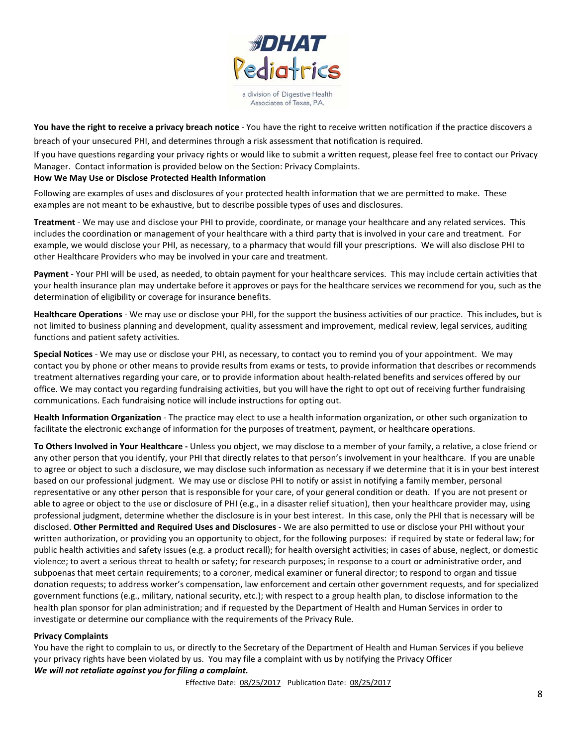**You have the right to receive a privacy breach notice** - You have the right to receive written notification if the practice discovers a breach of your unsecured PHI, and determines through a risk assessment that notification is required.

If you have questions regarding your privacy rights or would like to submit a written request, please feel free to contact our Privacy Manager. Contact information is provided below on the Section: Privacy Complaints.

**How We May Use or Disclose Protected Health Information**

Following are examples of uses and disclosures of your protected health information that we are permitted to make. These examples are not meant to be exhaustive, but to describe possible types of uses and disclosures.

**Treatment** - We may use and disclose your PHI to provide, coordinate, or manage your healthcare and any related services. This includes the coordination or management of your healthcare with a third party that is involved in your care and treatment. For example, we would disclose your PHI, as necessary, to a pharmacy that would fill your prescriptions. We will also disclose PHI to other Healthcare Providers who may be involved in your care and treatment.

**Payment** - Your PHI will be used, as needed, to obtain payment for your healthcare services. This may include certain activities that your health insurance plan may undertake before it approves or pays for the healthcare services we recommend for you, such as the determination of eligibility or coverage for insurance benefits.

**Healthcare Operations** - We may use or disclose your PHI, for the support the business activities of our practice. This includes, but is not limited to business planning and development, quality assessment and improvement, medical review, legal services, auditing functions and patient safety activities.

**Special Notices** - We may use or disclose your PHI, as necessary, to contact you to remind you of your appointment. We may contact you by phone or other means to provide results from exams or tests, to provide information that describes or recommends treatment alternatives regarding your care, or to provide information about health-related benefits and services offered by our office. We may contact you regarding fundraising activities, but you will have the right to opt out of receiving further fundraising communications. Each fundraising notice will include instructions for opting out.

**Health Information Organization** - The practice may elect to use a health information organization, or other such organization to facilitate the electronic exchange of information for the purposes of treatment, payment, or healthcare operations.

**To Others Involved in Your Healthcare -** Unless you object, we may disclose to a member of your family, a relative, a close friend or any other person that you identify, your PHI that directly relates to that person's involvement in your healthcare. If you are unable to agree or object to such a disclosure, we may disclose such information as necessary if we determine that it is in your best interest based on our professional judgment. We may use or disclose PHI to notify or assist in notifying a family member, personal representative or any other person that is responsible for your care, of your general condition or death. If you are not present or able to agree or object to the use or disclosure of PHI (e.g., in a disaster relief situation), then your healthcare provider may, using professional judgment, determine whether the disclosure is in your best interest. In this case, only the PHI that is necessary will be disclosed. **Other Permitted and Required Uses and Disclosures** - We are also permitted to use or disclose your PHI without your written authorization, or providing you an opportunity to object, for the following purposes: if required by state or federal law; for public health activities and safety issues (e.g. a product recall); for health oversight activities; in cases of abuse, neglect, or domestic violence; to avert a serious threat to health or safety; for research purposes; in response to a court or administrative order, and subpoenas that meet certain requirements; to a coroner, medical examiner or funeral director; to respond to organ and tissue donation requests; to address worker's compensation, law enforcement and certain other government requests, and for specialized government functions (e.g., military, national security, etc.); with respect to a group health plan, to disclose information to the health plan sponsor for plan administration; and if requested by the Department of Health and Human Services in order to investigate or determine our compliance with the requirements of the Privacy Rule.

**Privacy Complaints**

You have the right to complain to us, or directly to the Secretary of the Department of Health and Human Services if you believe your privacy rights have been violated by us. You may file a complaint with us by notifying the Privacy Officer

***We will not retaliate against you for filing a complaint.***

Effective Date: 08/25/2017 Publication Date: 08/25/2017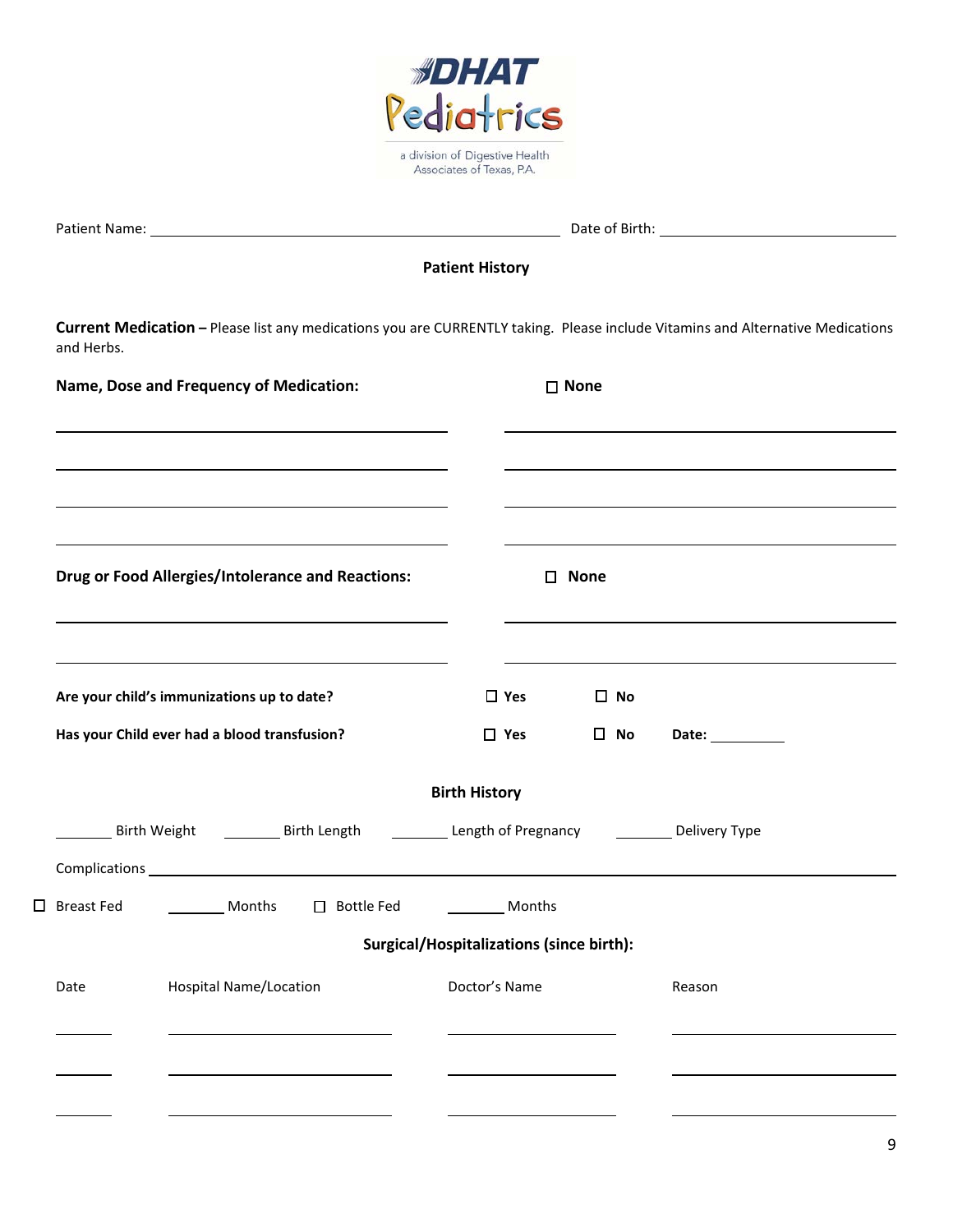DHAT Pediatrics

a division of Digestive Health Associates of Texas, P.A.

Patient Name: ______________________________ Date of Birth: ____________________

## Patient History

**Current Medication –** Please list any medications you are CURRENTLY taking. Please include Vitamins and Alternative Medications and Herbs.

**Name, Dose and Frequency of Medication:** ☐ **None**

______________________________ ______________________________

______________________________ ______________________________

______________________________ ______________________________

______________________________ ______________________________

**Drug or Food Allergies/Intolerance and Reactions:** ☐ **None**

______________________________ ______________________________

______________________________ ______________________________

**Are your child's immunizations up to date?** ☐ **Yes** ☐ **No**

**Has your Child ever had a blood transfusion?** ☐ **Yes** ☐ **No** **Date:** __________

## Birth History

_______ Birth Weight _______ Birth Length _______ Length of Pregnancy _______ Delivery Type

Complications ____________________________________________________________

☐ Breast Fed _______ Months ☐ Bottle Fed _______ Months

## Surgical/Hospitalizations (since birth):

| Date | Hospital Name/Location | Doctor's Name | Reason |
|---|---|---|---|
| | | | |
| | | | |
| | | | |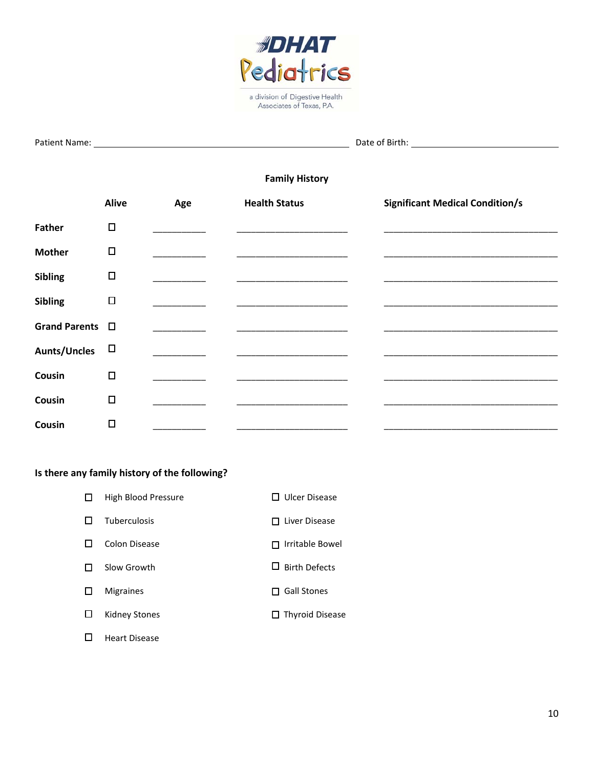DHAT Pediatrics

a division of Digestive Health Associates of Texas, P.A.

Patient Name: ______________________________ Date of Birth: ____________________

## Family History

| | Alive | Age | Health Status | Significant Medical Condition/s |
|---|---|---|---|---|
| **Father** | ☐ | ________ | __________________ | ____________________________ |
| **Mother** | ☐ | ________ | __________________ | ____________________________ |
| **Sibling** | ☐ | ________ | __________________ | ____________________________ |
| **Sibling** | ☐ | ________ | __________________ | ____________________________ |
| **Grand Parents** | ☐ | ________ | __________________ | ____________________________ |
| **Aunts/Uncles** | ☐ | ________ | __________________ | ____________________________ |
| **Cousin** | ☐ | ________ | __________________ | ____________________________ |
| **Cousin** | ☐ | ________ | __________________ | ____________________________ |
| **Cousin** | ☐ | ________ | __________________ | ____________________________ |

**Is there any family history of the following?**

- ☐ High Blood Pressure
- ☐ Tuberculosis
- ☐ Colon Disease
- ☐ Slow Growth
- ☐ Migraines
- ☐ Kidney Stones
- ☐ Heart Disease
- ☐ Ulcer Disease
- ☐ Liver Disease
- ☐ Irritable Bowel
- ☐ Birth Defects
- ☐ Gall Stones
- ☐ Thyroid Disease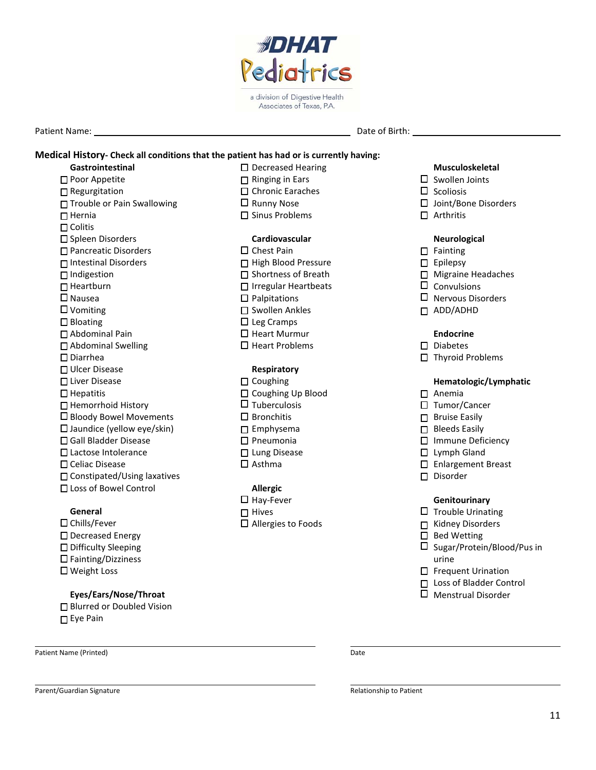DHAT Pediatrics

a division of Digestive Health Associates of Texas, P.A.

Patient Name: ______________________________ Date of Birth: ______________

## Medical History- Check all conditions that the patient has had or is currently having:

**Gastrointestinal**

- ☐ Poor Appetite
- ☐ Regurgitation
- ☐ Trouble or Pain Swallowing
- ☐ Hernia
- ☐ Colitis
- ☐ Spleen Disorders
- ☐ Pancreatic Disorders
- ☐ Intestinal Disorders
- ☐ Indigestion
- ☐ Heartburn
- ☐ Nausea
- ☐ Vomiting
- ☐ Bloating
- ☐ Abdominal Pain
- ☐ Abdominal Swelling
- ☐ Diarrhea
- ☐ Ulcer Disease
- ☐ Liver Disease
- ☐ Hepatitis
- ☐ Hemorrhoid History
- ☐ Bloody Bowel Movements
- ☐ Jaundice (yellow eye/skin)
- ☐ Gall Bladder Disease
- ☐ Lactose Intolerance
- ☐ Celiac Disease
- ☐ Constipated/Using laxatives
- ☐ Loss of Bowel Control

**General**

- ☐ Chills/Fever
- ☐ Decreased Energy
- ☐ Difficulty Sleeping
- ☐ Fainting/Dizziness
- ☐ Weight Loss

**Eyes/Ears/Nose/Throat**

- ☐ Blurred or Doubled Vision
- ☐ Eye Pain
- ☐ Decreased Hearing
- ☐ Ringing in Ears
- ☐ Chronic Earaches
- ☐ Runny Nose
- ☐ Sinus Problems

**Cardiovascular**

- ☐ Chest Pain
- ☐ High Blood Pressure
- ☐ Shortness of Breath
- ☐ Irregular Heartbeats
- ☐ Palpitations
- ☐ Swollen Ankles
- ☐ Leg Cramps
- ☐ Heart Murmur
- ☐ Heart Problems

**Respiratory**

- ☐ Coughing
- ☐ Coughing Up Blood
- ☐ Tuberculosis
- ☐ Bronchitis
- ☐ Emphysema
- ☐ Pneumonia
- ☐ Lung Disease
- ☐ Asthma

**Allergic**

- ☐ Hay-Fever
- ☐ Hives
- ☐ Allergies to Foods

**Musculoskeletal**

- ☐ Swollen Joints
- ☐ Scoliosis
- ☐ Joint/Bone Disorders
- ☐ Arthritis

**Neurological**

- ☐ Fainting
- ☐ Epilepsy
- ☐ Migraine Headaches
- ☐ Convulsions
- ☐ Nervous Disorders
- ☐ ADD/ADHD

**Endocrine**

- ☐ Diabetes
- ☐ Thyroid Problems

**Hematologic/Lymphatic**

- ☐ Anemia
- ☐ Tumor/Cancer
- ☐ Bruise Easily
- ☐ Bleeds Easily
- ☐ Immune Deficiency
- ☐ Lymph Gland
- ☐ Enlargement Breast
- ☐ Disorder

**Genitourinary**

- ☐ Trouble Urinating
- ☐ Kidney Disorders
- ☐ Bed Wetting
- ☐ Sugar/Protein/Blood/Pus in urine
- ☐ Frequent Urination
- ☐ Loss of Bladder Control
- ☐ Menstrual Disorder

______________________________ ______________________________

Patient Name (Printed) Date

______________________________ ______________________________

Parent/Guardian Signature Relationship to Patient